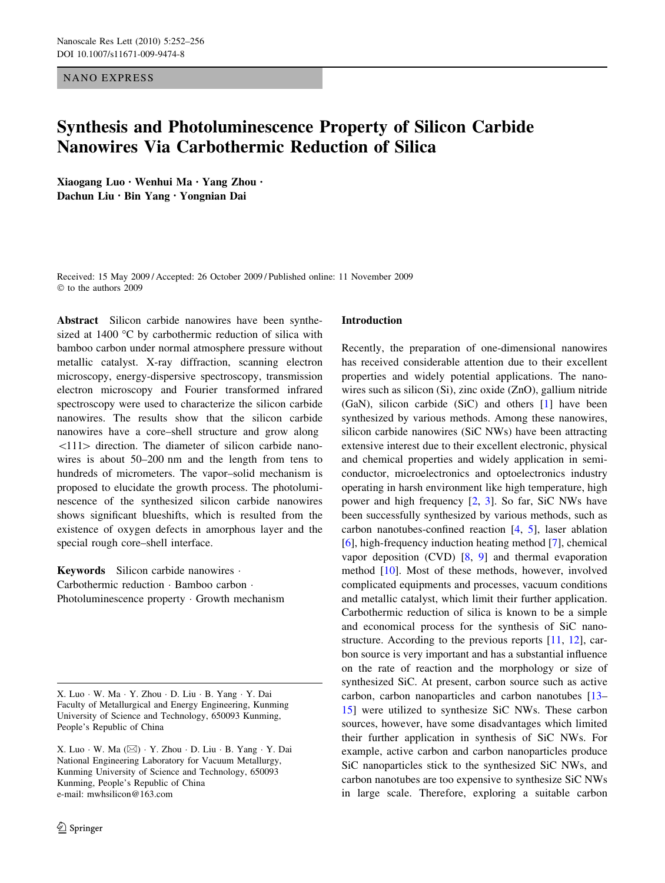NANO EXPRESS

# Synthesis and Photoluminescence Property of Silicon Carbide Nanowires Via Carbothermic Reduction of Silica

**Xiaogang Luo · Wenhui Ma · Yang Zhou · Dachun Liu · Bin Yang · Yongnian Dai**

Received: 15 May 2009 / Accepted: 26 October 2009 / Published online: 11 November 2009
© to the authors 2009

**Abstract** Silicon carbide nanowires have been synthesized at 1400 °C by carbothermic reduction of silica with bamboo carbon under normal atmosphere pressure without metallic catalyst. X-ray diffraction, scanning electron microscopy, energy-dispersive spectroscopy, transmission electron microscopy and Fourier transformed infrared spectroscopy were used to characterize the silicon carbide nanowires. The results show that the silicon carbide nanowires have a core–shell structure and grow along <111> direction. The diameter of silicon carbide nanowires is about 50–200 nm and the length from tens to hundreds of micrometers. The vapor–solid mechanism is proposed to elucidate the growth process. The photoluminescence of the synthesized silicon carbide nanowires shows significant blueshifts, which is resulted from the existence of oxygen defects in amorphous layer and the special rough core–shell interface.

**Keywords** Silicon carbide nanowires · Carbothermic reduction · Bamboo carbon · Photoluminescence property · Growth mechanism

X. Luo · W. Ma · Y. Zhou · D. Liu · B. Yang · Y. Dai
Faculty of Metallurgical and Energy Engineering, Kunming University of Science and Technology, 650093 Kunming, People's Republic of China

X. Luo · W. Ma (✉) · Y. Zhou · D. Liu · B. Yang · Y. Dai
National Engineering Laboratory for Vacuum Metallurgy, Kunming University of Science and Technology, 650093 Kunming, People's Republic of China
e-mail: mwhsilicon@163.com

## Introduction

Recently, the preparation of one-dimensional nanowires has received considerable attention due to their excellent properties and widely potential applications. The nanowires such as silicon (Si), zinc oxide (ZnO), gallium nitride (GaN), silicon carbide (SiC) and others [1] have been synthesized by various methods. Among these nanowires, silicon carbide nanowires (SiC NWs) have been attracting extensive interest due to their excellent electronic, physical and chemical properties and widely application in semiconductor, microelectronics and optoelectronics industry operating in harsh environment like high temperature, high power and high frequency [2, 3]. So far, SiC NWs have been successfully synthesized by various methods, such as carbon nanotubes-confined reaction [4, 5], laser ablation [6], high-frequency induction heating method [7], chemical vapor deposition (CVD) [8, 9] and thermal evaporation method [10]. Most of these methods, however, involved complicated equipments and processes, vacuum conditions and metallic catalyst, which limit their further application. Carbothermic reduction of silica is known to be a simple and economical process for the synthesis of SiC nanostructure. According to the previous reports [11, 12], carbon source is very important and has a substantial influence on the rate of reaction and the morphology or size of synthesized SiC. At present, carbon source such as active carbon, carbon nanoparticles and carbon nanotubes [13–15] were utilized to synthesize SiC NWs. These carbon sources, however, have some disadvantages which limited their further application in synthesis of SiC NWs. For example, active carbon and carbon nanoparticles produce SiC nanoparticles stick to the synthesized SiC NWs, and carbon nanotubes are too expensive to synthesize SiC NWs in large scale. Therefore, exploring a suitable carbon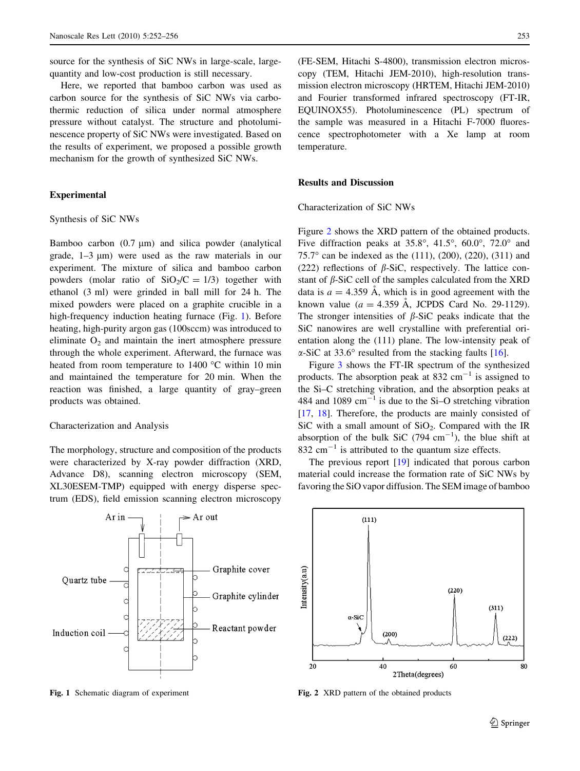source for the synthesis of SiC NWs in large-scale, large-quantity and low-cost production is still necessary.

Here, we reported that bamboo carbon was used as carbon source for the synthesis of SiC NWs via carbothermic reduction of silica under normal atmosphere pressure without catalyst. The structure and photoluminescence property of SiC NWs were investigated. Based on the results of experiment, we proposed a possible growth mechanism for the growth of synthesized SiC NWs.

## Experimental

### Synthesis of SiC NWs

Bamboo carbon (0.7 μm) and silica powder (analytical grade, 1–3 μm) were used as the raw materials in our experiment. The mixture of silica and bamboo carbon powders (molar ratio of $SiO_2/C = 1/3$) together with ethanol (3 ml) were grinded in ball mill for 24 h. The mixed powders were placed on a graphite crucible in a high-frequency induction heating furnace (Fig. 1). Before heating, high-purity argon gas (100sccm) was introduced to eliminate $O_2$ and maintain the inert atmosphere pressure through the whole experiment. Afterward, the furnace was heated from room temperature to 1400 °C within 10 min and maintained the temperature for 20 min. When the reaction was finished, a large quantity of gray–green products was obtained.

### Characterization and Analysis

The morphology, structure and composition of the products were characterized by X-ray powder diffraction (XRD, Advance D8), scanning electron microscopy (SEM, XL30ESEM-TMP) equipped with energy disperse spectrum (EDS), field emission scanning electron microscopy (FE-SEM, Hitachi S-4800), transmission electron microscopy (TEM, Hitachi JEM-2010), high-resolution transmission electron microscopy (HRTEM, Hitachi JEM-2010) and Fourier transformed infrared spectroscopy (FT-IR, EQUINOX55). Photoluminescence (PL) spectrum of the sample was measured in a Hitachi F-7000 fluorescence spectrophotometer with a Xe lamp at room temperature.

**Fig. 1** Schematic diagram of experiment

## Results and Discussion

### Characterization of SiC NWs

Figure 2 shows the XRD pattern of the obtained products. Five diffraction peaks at 35.8°, 41.5°, 60.0°, 72.0° and 75.7° can be indexed as the (111), (200), (220), (311) and (222) reflections of β-SiC, respectively. The lattice constant of β-SiC cell of the samples calculated from the XRD data is $a = 4.359$ Å, which is in good agreement with the known value ($a = 4.359$ Å, JCPDS Card No. 29-1129). The stronger intensities of β-SiC peaks indicate that the SiC nanowires are well crystalline with preferential orientation along the (111) plane. The low-intensity peak of α-SiC at 33.6° resulted from the stacking faults [16].

Figure 3 shows the FT-IR spectrum of the synthesized products. The absorption peak at 832 $cm^{-1}$ is assigned to the Si–C stretching vibration, and the absorption peaks at 484 and 1089 $cm^{-1}$ is due to the Si–O stretching vibration [17, 18]. Therefore, the products are mainly consisted of SiC with a small amount of $SiO_2$. Compared with the IR absorption of the bulk SiC (794 $cm^{-1}$), the blue shift at 832 $cm^{-1}$ is attributed to the quantum size effects.

The previous report [19] indicated that porous carbon material could increase the formation rate of SiC NWs by favoring the SiO vapor diffusion. The SEM image of bamboo

**Fig. 2** XRD pattern of the obtained products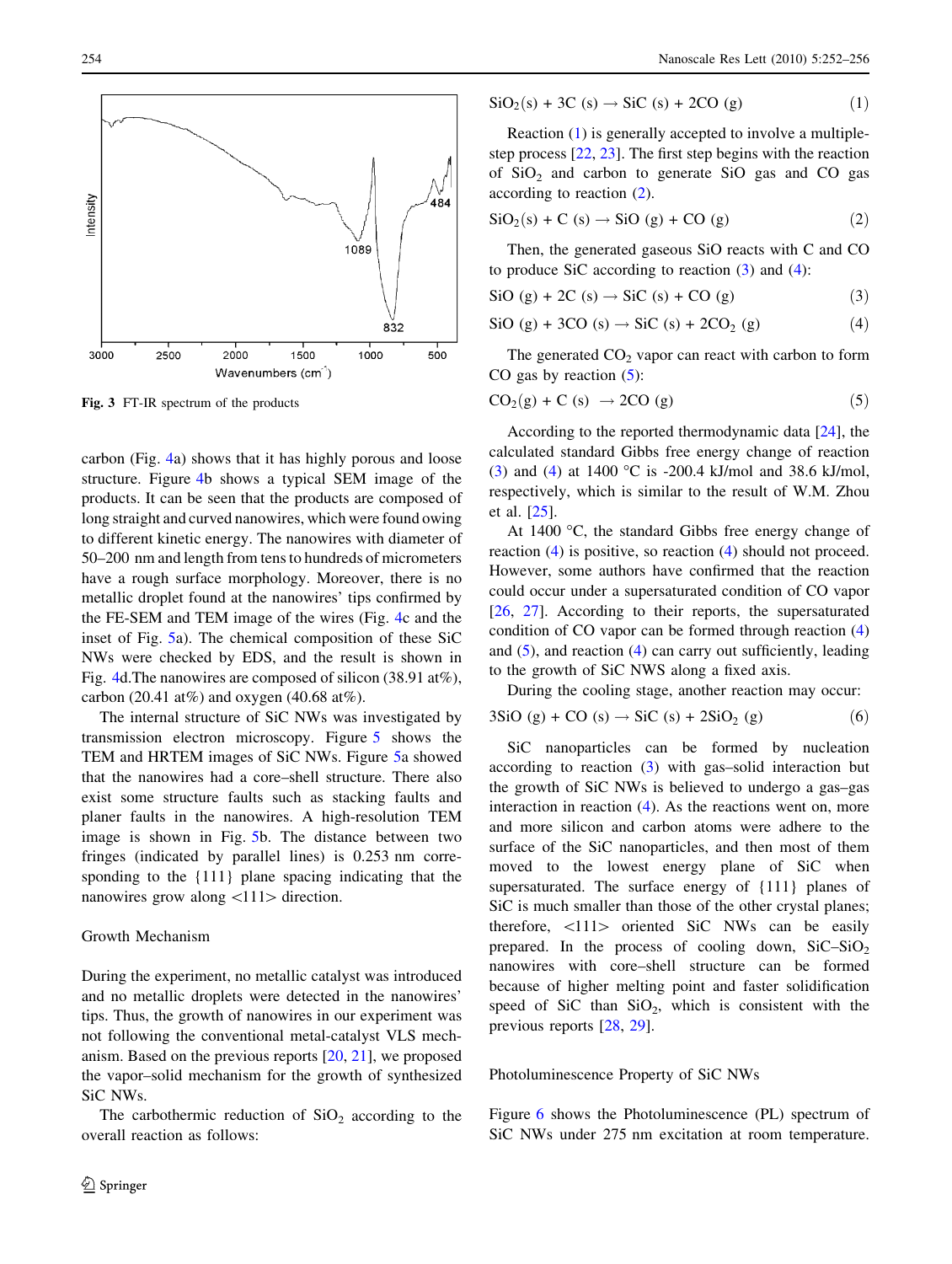Fig. 3 FT-IR spectrum of the products

carbon (Fig. 4a) shows that it has highly porous and loose structure. Figure 4b shows a typical SEM image of the products. It can be seen that the products are composed of long straight and curved nanowires, which were found owing to different kinetic energy. The nanowires with diameter of 50–200 nm and length from tens to hundreds of micrometers have a rough surface morphology. Moreover, there is no metallic droplet found at the nanowires' tips confirmed by the FE-SEM and TEM image of the wires (Fig. 4c and the inset of Fig. 5a). The chemical composition of these SiC NWs were checked by EDS, and the result is shown in Fig. 4d.The nanowires are composed of silicon (38.91 at%), carbon (20.41 at%) and oxygen (40.68 at%).

The internal structure of SiC NWs was investigated by transmission electron microscopy. Figure 5 shows the TEM and HRTEM images of SiC NWs. Figure 5a showed that the nanowires had a core–shell structure. There also exist some structure faults such as stacking faults and planer faults in the nanowires. A high-resolution TEM image is shown in Fig. 5b. The distance between two fringes (indicated by parallel lines) is 0.253 nm corresponding to the {111} plane spacing indicating that the nanowires grow along <111> direction.

## Growth Mechanism

During the experiment, no metallic catalyst was introduced and no metallic droplets were detected in the nanowires' tips. Thus, the growth of nanowires in our experiment was not following the conventional metal-catalyst VLS mechanism. Based on the previous reports [20, 21], we proposed the vapor–solid mechanism for the growth of synthesized SiC NWs.

The carbothermic reduction of $SiO_2$ according to the overall reaction as follows:

$$SiO_2(s) + 3C\ (s) \rightarrow SiC\ (s) + 2CO\ (g) \quad (1)$$

Reaction (1) is generally accepted to involve a multiple-step process [22, 23]. The first step begins with the reaction of $SiO_2$ and carbon to generate SiO gas and CO gas according to reaction (2).

$$SiO_2(s) + C\ (s) \rightarrow SiO\ (g) + CO\ (g) \quad (2)$$

Then, the generated gaseous SiO reacts with C and CO to produce SiC according to reaction (3) and (4):

$$SiO\ (g) + 2C\ (s) \rightarrow SiC\ (s) + CO\ (g) \quad (3)$$

$$SiO\ (g) + 3CO\ (s) \rightarrow SiC\ (s) + 2CO_2\ (g) \quad (4)$$

The generated $CO_2$ vapor can react with carbon to form CO gas by reaction (5):

$$CO_2(g) + C\ (s) \rightarrow 2CO\ (g) \quad (5)$$

According to the reported thermodynamic data [24], the calculated standard Gibbs free energy change of reaction (3) and (4) at 1400 °C is -200.4 kJ/mol and 38.6 kJ/mol, respectively, which is similar to the result of W.M. Zhou et al. [25].

At 1400 °C, the standard Gibbs free energy change of reaction (4) is positive, so reaction (4) should not proceed. However, some authors have confirmed that the reaction could occur under a supersaturated condition of CO vapor [26, 27]. According to their reports, the supersaturated condition of CO vapor can be formed through reaction (4) and (5), and reaction (4) can carry out sufficiently, leading to the growth of SiC NWS along a fixed axis.

During the cooling stage, another reaction may occur:

$$3SiO\ (g) + CO\ (s) \rightarrow SiC\ (s) + 2SiO_2\ (g) \quad (6)$$

SiC nanoparticles can be formed by nucleation according to reaction (3) with gas–solid interaction but the growth of SiC NWs is believed to undergo a gas–gas interaction in reaction (4). As the reactions went on, more and more silicon and carbon atoms were adhere to the surface of the SiC nanoparticles, and then most of them moved to the lowest energy plane of SiC when supersaturated. The surface energy of {111} planes of SiC is much smaller than those of the other crystal planes; therefore, <111> oriented SiC NWs can be easily prepared. In the process of cooling down, SiC–$SiO_2$ nanowires with core–shell structure can be formed because of higher melting point and faster solidification speed of SiC than $SiO_2$, which is consistent with the previous reports [28, 29].

## Photoluminescence Property of SiC NWs

Figure 6 shows the Photoluminescence (PL) spectrum of SiC NWs under 275 nm excitation at room temperature.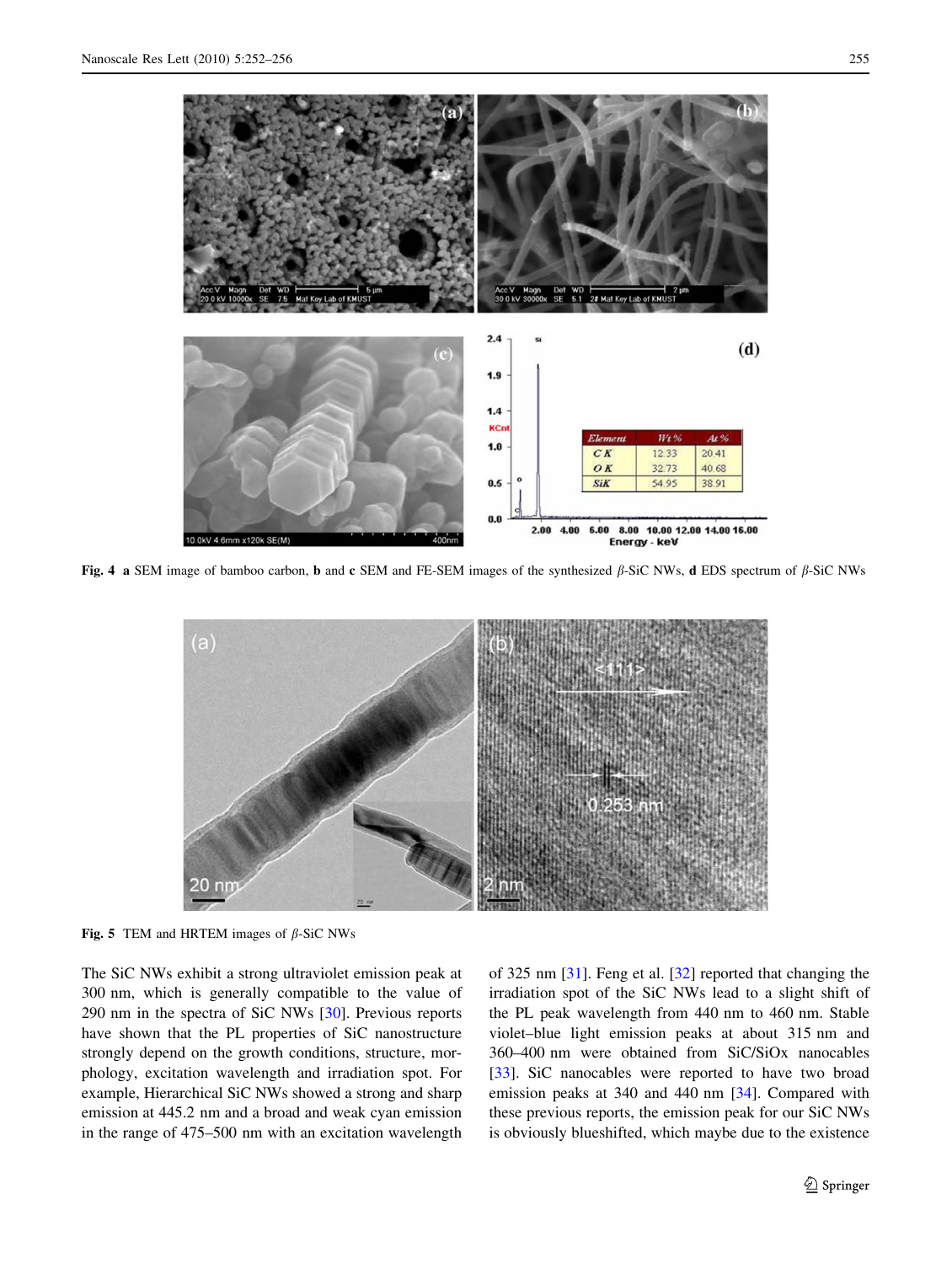Fig. 4 **a** SEM image of bamboo carbon, **b** and **c** SEM and FE-SEM images of the synthesized $\beta$-SiC NWs, **d** EDS spectrum of $\beta$-SiC NWs

Fig. 5 TEM and HRTEM images of $\beta$-SiC NWs

The SiC NWs exhibit a strong ultraviolet emission peak at 300 nm, which is generally compatible to the value of 290 nm in the spectra of SiC NWs [30]. Previous reports have shown that the PL properties of SiC nanostructure strongly depend on the growth conditions, structure, morphology, excitation wavelength and irradiation spot. For example, Hierarchical SiC NWs showed a strong and sharp emission at 445.2 nm and a broad and weak cyan emission in the range of 475–500 nm with an excitation wavelength of 325 nm [31]. Feng et al. [32] reported that changing the irradiation spot of the SiC NWs lead to a slight shift of the PL peak wavelength from 440 nm to 460 nm. Stable violet–blue light emission peaks at about 315 nm and 360–400 nm were obtained from SiC/SiOx nanocables [33]. SiC nanocables were reported to have two broad emission peaks at 340 and 440 nm [34]. Compared with these previous reports, the emission peak for our SiC NWs is obviously blueshifted, which maybe due to the existence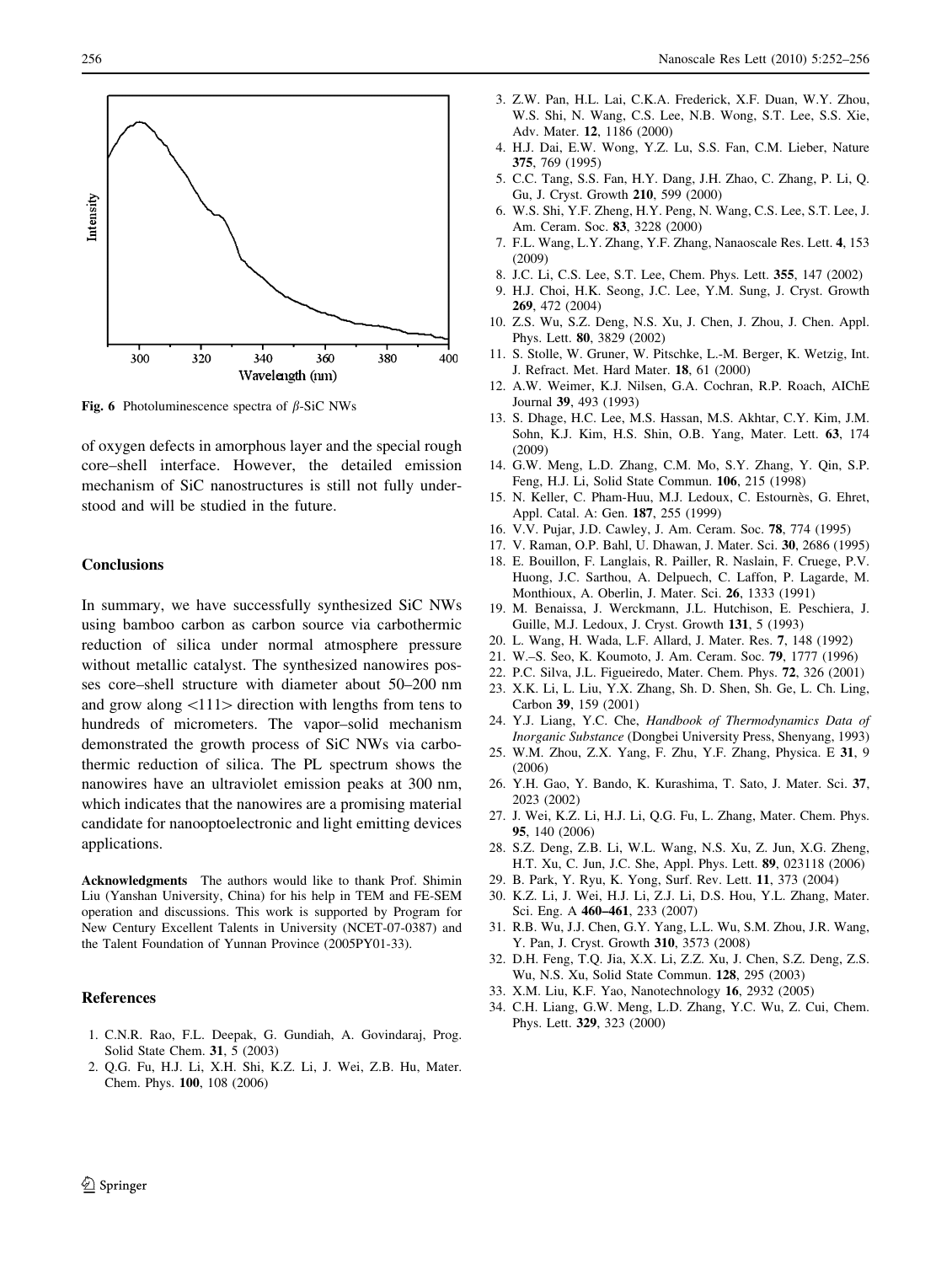Intensity

300 320 340 360 380 400

Wavelength (nm)

**Fig. 6** Photoluminescence spectra of $\beta$-SiC NWs

of oxygen defects in amorphous layer and the special rough core–shell interface. However, the detailed emission mechanism of SiC nanostructures is still not fully understood and will be studied in the future.

## Conclusions

In summary, we have successfully synthesized SiC NWs using bamboo carbon as carbon source via carbothermic reduction of silica under normal atmosphere pressure without metallic catalyst. The synthesized nanowires posses core–shell structure with diameter about 50–200 nm and grow along <111> direction with lengths from tens to hundreds of micrometers. The vapor–solid mechanism demonstrated the growth process of SiC NWs via carbothermic reduction of silica. The PL spectrum shows the nanowires have an ultraviolet emission peaks at 300 nm, which indicates that the nanowires are a promising material candidate for nanooptoelectronic and light emitting devices applications.

**Acknowledgments** The authors would like to thank Prof. Shimin Liu (Yanshan University, China) for his help in TEM and FE-SEM operation and discussions. This work is supported by Program for New Century Excellent Talents in University (NCET-07-0387) and the Talent Foundation of Yunnan Province (2005PY01-33).

## References

1. C.N.R. Rao, F.L. Deepak, G. Gundiah, A. Govindaraj, Prog. Solid State Chem. **31**, 5 (2003)
2. Q.G. Fu, H.J. Li, X.H. Shi, K.Z. Li, J. Wei, Z.B. Hu, Mater. Chem. Phys. **100**, 108 (2006)
3. Z.W. Pan, H.L. Lai, C.K.A. Frederick, X.F. Duan, W.Y. Zhou, W.S. Shi, N. Wang, C.S. Lee, N.B. Wong, S.T. Lee, S.S. Xie, Adv. Mater. **12**, 1186 (2000)
4. H.J. Dai, E.W. Wong, Y.Z. Lu, S.S. Fan, C.M. Lieber, Nature **375**, 769 (1995)
5. C.C. Tang, S.S. Fan, H.Y. Dang, J.H. Zhao, C. Zhang, P. Li, Q. Gu, J. Cryst. Growth **210**, 599 (2000)
6. W.S. Shi, Y.F. Zheng, H.Y. Peng, N. Wang, C.S. Lee, S.T. Lee, J. Am. Ceram. Soc. **83**, 3228 (2000)
7. F.L. Wang, L.Y. Zhang, Y.F. Zhang, Nanaoscale Res. Lett. **4**, 153 (2009)
8. J.C. Li, C.S. Lee, S.T. Lee, Chem. Phys. Lett. **355**, 147 (2002)
9. H.J. Choi, H.K. Seong, J.C. Lee, Y.M. Sung, J. Cryst. Growth **269**, 472 (2004)
10. Z.S. Wu, S.Z. Deng, N.S. Xu, J. Chen, J. Zhou, J. Chen. Appl. Phys. Lett. **80**, 3829 (2002)
11. S. Stolle, W. Gruner, W. Pitschke, L.-M. Berger, K. Wetzig, Int. J. Refract. Met. Hard Mater. **18**, 61 (2000)
12. A.W. Weimer, K.J. Nilsen, G.A. Cochran, R.P. Roach, AIChE Journal **39**, 493 (1993)
13. S. Dhage, H.C. Lee, M.S. Hassan, M.S. Akhtar, C.Y. Kim, J.M. Sohn, K.J. Kim, H.S. Shin, O.B. Yang, Mater. Lett. **63**, 174 (2009)
14. G.W. Meng, L.D. Zhang, C.M. Mo, S.Y. Zhang, Y. Qin, S.P. Feng, H.J. Li, Solid State Commun. **106**, 215 (1998)
15. N. Keller, C. Pham-Huu, M.J. Ledoux, C. Estournès, G. Ehret, Appl. Catal. A: Gen. **187**, 255 (1999)
16. V.V. Pujar, J.D. Cawley, J. Am. Ceram. Soc. **78**, 774 (1995)
17. V. Raman, O.P. Bahl, U. Dhawan, J. Mater. Sci. **30**, 2686 (1995)
18. E. Bouillon, F. Langlais, R. Pailler, R. Naslain, F. Cruege, P.V. Huong, J.C. Sarthou, A. Delpuech, C. Laffon, P. Lagarde, M. Monthioux, A. Oberlin, J. Mater. Sci. **26**, 1333 (1991)
19. M. Benaissa, J. Werckmann, J.L. Hutchison, E. Peschiera, J. Guille, M.J. Ledoux, J. Cryst. Growth **131**, 5 (1993)
20. L. Wang, H. Wada, L.F. Allard, J. Mater. Res. **7**, 148 (1992)
21. W.–S. Seo, K. Koumoto, J. Am. Ceram. Soc. **79**, 1777 (1996)
22. P.C. Silva, J.L. Figueiredo, Mater. Chem. Phys. **72**, 326 (2001)
23. X.K. Li, L. Liu, Y.X. Zhang, Sh. D. Shen, Sh. Ge, L. Ch. Ling, Carbon **39**, 159 (2001)
24. Y.J. Liang, Y.C. Che, *Handbook of Thermodynamics Data of Inorganic Substance* (Dongbei University Press, Shenyang, 1993)
25. W.M. Zhou, Z.X. Yang, F. Zhu, Y.F. Zhang, Physica. E **31**, 9 (2006)
26. Y.H. Gao, Y. Bando, K. Kurashima, T. Sato, J. Mater. Sci. **37**, 2023 (2002)
27. J. Wei, K.Z. Li, H.J. Li, Q.G. Fu, L. Zhang, Mater. Chem. Phys. **95**, 140 (2006)
28. S.Z. Deng, Z.B. Li, W.L. Wang, N.S. Xu, Z. Jun, X.G. Zheng, H.T. Xu, C. Jun, J.C. She, Appl. Phys. Lett. **89**, 023118 (2006)
29. B. Park, Y. Ryu, K. Yong, Surf. Rev. Lett. **11**, 373 (2004)
30. K.Z. Li, J. Wei, H.J. Li, Z.J. Li, D.S. Hou, Y.L. Zhang, Mater. Sci. Eng. A **460–461**, 233 (2007)
31. R.B. Wu, J.J. Chen, G.Y. Yang, L.L. Wu, S.M. Zhou, J.R. Wang, Y. Pan, J. Cryst. Growth **310**, 3573 (2008)
32. D.H. Feng, T.Q. Jia, X.X. Li, Z.Z. Xu, J. Chen, S.Z. Deng, Z.S. Wu, N.S. Xu, Solid State Commun. **128**, 295 (2003)
33. X.M. Liu, K.F. Yao, Nanotechnology **16**, 2932 (2005)
34. C.H. Liang, G.W. Meng, L.D. Zhang, Y.C. Wu, Z. Cui, Chem. Phys. Lett. **329**, 323 (2000)